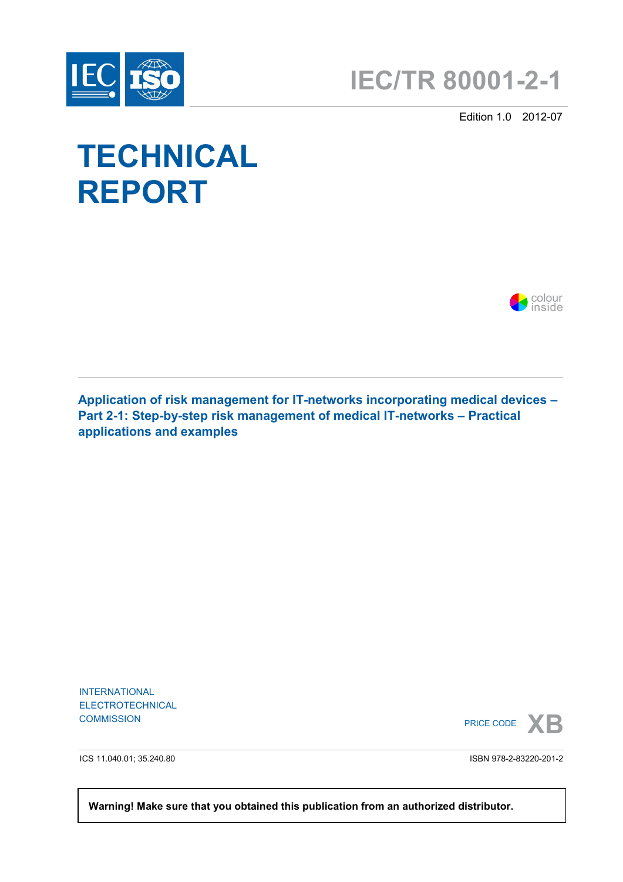# IEC/TR 80001-2-1

Edition 1.0 2012-07

# TECHNICAL REPORT

colour inside

**Application of risk management for IT-networks incorporating medical devices – Part 2-1: Step-by-step risk management of medical IT-networks – Practical applications and examples**

INTERNATIONAL ELECTROTECHNICAL COMMISSION

PRICE CODE XB

ICS 11.040.01; 35.240.80

ISBN 978-2-83220-201-2

**Warning! Make sure that you obtained this publication from an authorized distributor.**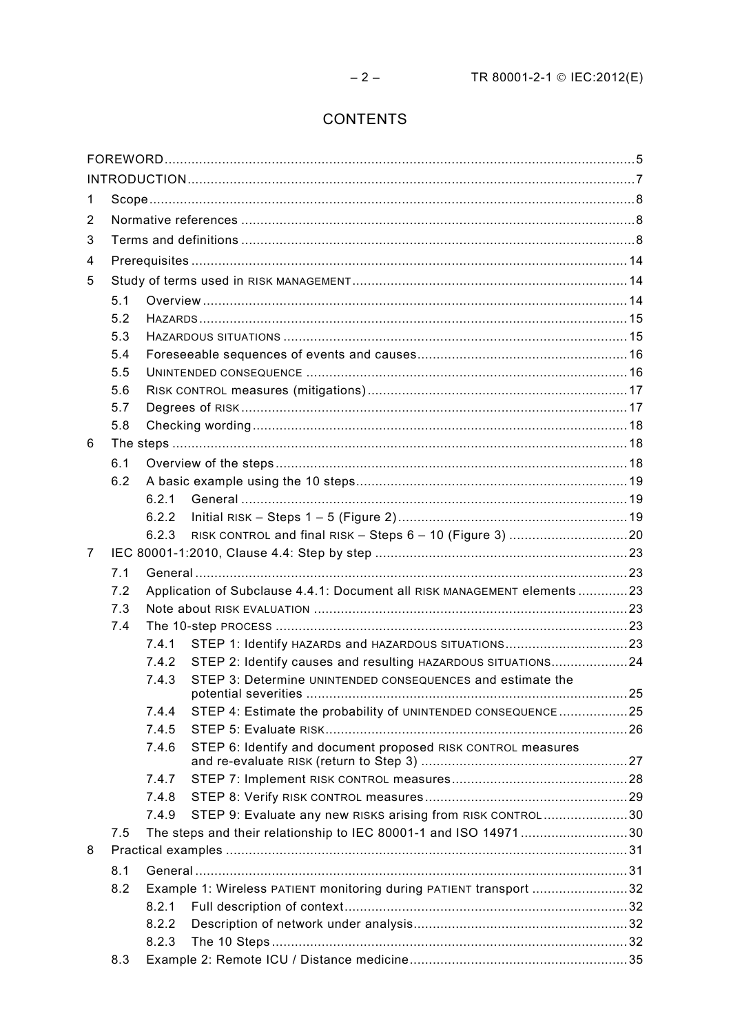# CONTENTS

FOREWORD ..... 5
INTRODUCTION ..... 7
1 Scope ..... 8
2 Normative references ..... 8
3 Terms and definitions ..... 8
4 Prerequisites ..... 14
5 Study of terms used in RISK MANAGEMENT ..... 14
  5.1 Overview ..... 14
  5.2 HAZARDS ..... 15
  5.3 HAZARDOUS SITUATIONS ..... 15
  5.4 Foreseeable sequences of events and causes ..... 16
  5.5 UNINTENDED CONSEQUENCE ..... 16
  5.6 RISK CONTROL measures (mitigations) ..... 17
  5.7 Degrees of RISK ..... 17
  5.8 Checking wording ..... 18
6 The steps ..... 18
  6.1 Overview of the steps ..... 18
  6.2 A basic example using the 10 steps ..... 19
    6.2.1 General ..... 19
    6.2.2 Initial RISK – Steps 1 – 5 (Figure 2) ..... 19
    6.2.3 RISK CONTROL and final RISK – Steps 6 – 10 (Figure 3) ..... 20
7 IEC 80001-1:2010, Clause 4.4: Step by step ..... 23
  7.1 General ..... 23
  7.2 Application of Subclause 4.4.1: Document all RISK MANAGEMENT elements ..... 23
  7.3 Note about RISK EVALUATION ..... 23
  7.4 The 10-step PROCESS ..... 23
    7.4.1 STEP 1: Identify HAZARDs and HAZARDOUS SITUATIONS ..... 23
    7.4.2 STEP 2: Identify causes and resulting HAZARDOUS SITUATIONS ..... 24
    7.4.3 STEP 3: Determine UNINTENDED CONSEQUENCES and estimate the potential severities ..... 25
    7.4.4 STEP 4: Estimate the probability of UNINTENDED CONSEQUENCE ..... 25
    7.4.5 STEP 5: Evaluate RISK ..... 26
    7.4.6 STEP 6: Identify and document proposed RISK CONTROL measures and re-evaluate RISK (return to Step 3) ..... 27
    7.4.7 STEP 7: Implement RISK CONTROL measures ..... 28
    7.4.8 STEP 8: Verify RISK CONTROL measures ..... 29
    7.4.9 STEP 9: Evaluate any new RISKS arising from RISK CONTROL ..... 30
  7.5 The steps and their relationship to IEC 80001-1 and ISO 14971 ..... 30
8 Practical examples ..... 31
  8.1 General ..... 31
  8.2 Example 1: Wireless PATIENT monitoring during PATIENT transport ..... 32
    8.2.1 Full description of context ..... 32
    8.2.2 Description of network under analysis ..... 32
    8.2.3 The 10 Steps ..... 32
  8.3 Example 2: Remote ICU / Distance medicine ..... 35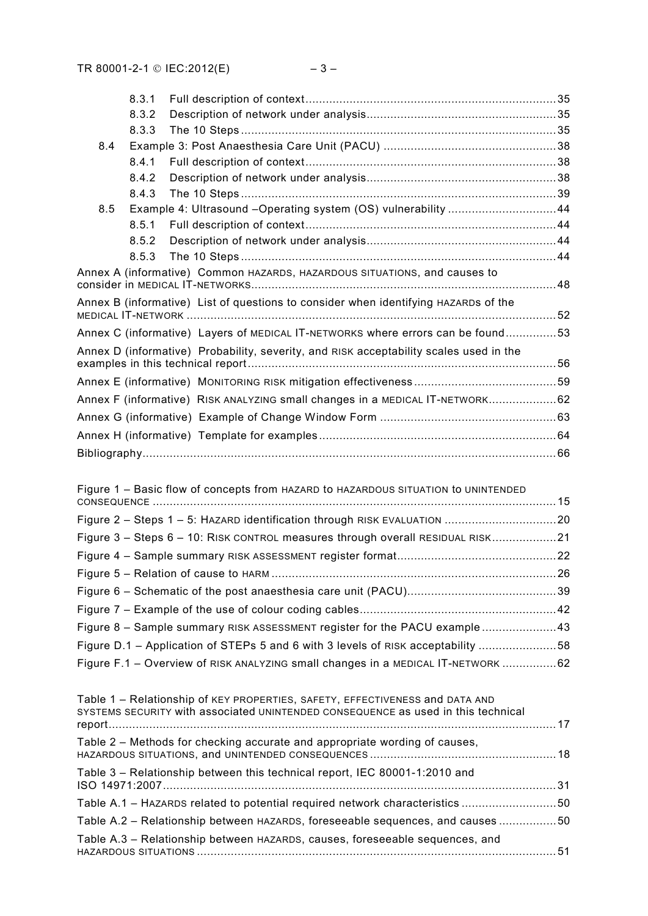8.3.1 Full description of context ..... 35
8.3.2 Description of network under analysis ..... 35
8.3.3 The 10 Steps ..... 35
8.4 Example 3: Post Anaesthesia Care Unit (PACU) ..... 38
8.4.1 Full description of context ..... 38
8.4.2 Description of network under analysis ..... 38
8.4.3 The 10 Steps ..... 39
8.5 Example 4: Ultrasound –Operating system (OS) vulnerability ..... 44
8.5.1 Full description of context ..... 44
8.5.2 Description of network under analysis ..... 44
8.5.3 The 10 Steps ..... 44

Annex A (informative) Common HAZARDS, HAZARDOUS SITUATIONS, and causes to consider in MEDICAL IT-NETWORKS ..... 48

Annex B (informative) List of questions to consider when identifying HAZARDs of the MEDICAL IT-NETWORK ..... 52

Annex C (informative) Layers of MEDICAL IT-NETWORKS where errors can be found ..... 53

Annex D (informative) Probability, severity, and RISK acceptability scales used in the examples in this technical report ..... 56

Annex E (informative) MONITORING RISK mitigation effectiveness ..... 59

Annex F (informative) RISK ANALYZING small changes in a MEDICAL IT-NETWORK ..... 62

Annex G (informative) Example of Change Window Form ..... 63

Annex H (informative) Template for examples ..... 64

Bibliography ..... 66

Figure 1 – Basic flow of concepts from HAZARD to HAZARDOUS SITUATION to UNINTENDED CONSEQUENCE ..... 15

Figure 2 – Steps 1 – 5: HAZARD identification through RISK EVALUATION ..... 20

Figure 3 – Steps 6 – 10: RISK CONTROL measures through overall RESIDUAL RISK ..... 21

Figure 4 – Sample summary RISK ASSESSMENT register format ..... 22

Figure 5 – Relation of cause to HARM ..... 26

Figure 6 – Schematic of the post anaesthesia care unit (PACU) ..... 39

Figure 7 – Example of the use of colour coding cables ..... 42

Figure 8 – Sample summary RISK ASSESSMENT register for the PACU example ..... 43

Figure D.1 – Application of STEPs 5 and 6 with 3 levels of RISK acceptability ..... 58

Figure F.1 – Overview of RISK ANALYZING small changes in a MEDICAL IT-NETWORK ..... 62

Table 1 – Relationship of KEY PROPERTIES, SAFETY, EFFECTIVENESS and DATA AND SYSTEMS SECURITY with associated UNINTENDED CONSEQUENCE as used in this technical report ..... 17

Table 2 – Methods for checking accurate and appropriate wording of causes, HAZARDOUS SITUATIONS, and UNINTENDED CONSEQUENCES ..... 18

Table 3 – Relationship between this technical report, IEC 80001-1:2010 and ISO 14971:2007 ..... 31

Table A.1 – HAZARDS related to potential required network characteristics ..... 50

Table A.2 – Relationship between HAZARDS, foreseeable sequences, and causes ..... 50

Table A.3 – Relationship between HAZARDS, causes, foreseeable sequences, and HAZARDOUS SITUATIONS ..... 51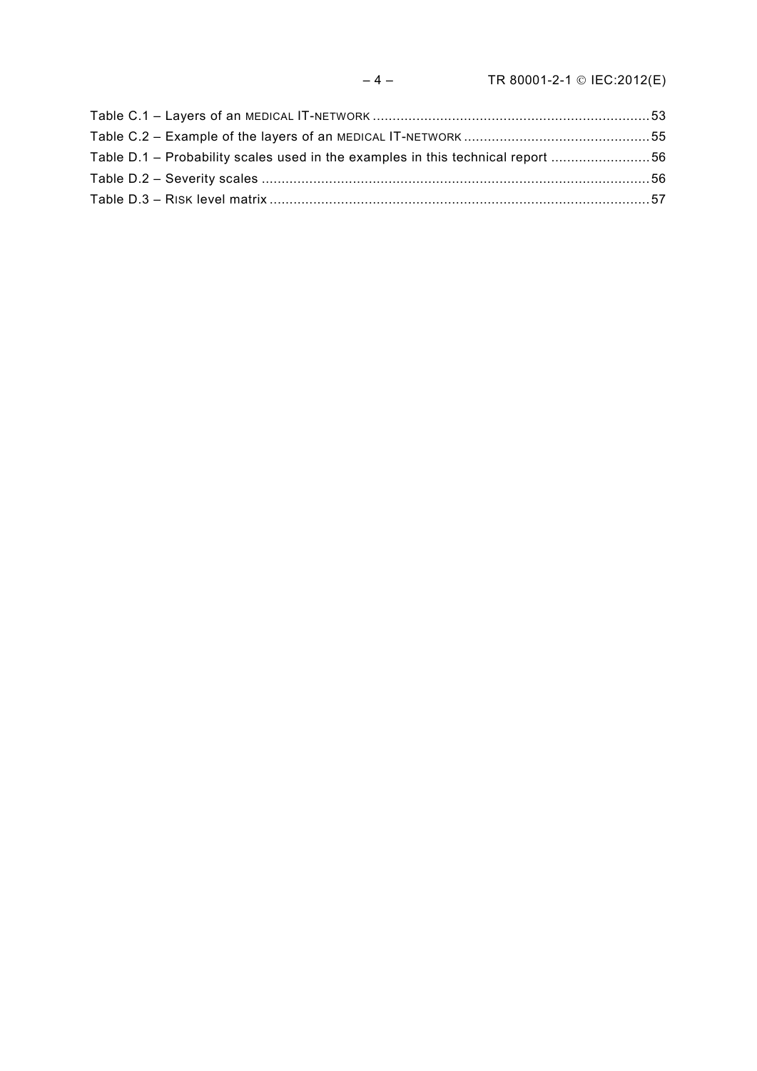Table C.1 – Layers of an MEDICAL IT-NETWORK ..................................................................... 53
Table C.2 – Example of the layers of an MEDICAL IT-NETWORK ............................................... 55
Table D.1 – Probability scales used in the examples in this technical report ......................... 56
Table D.2 – Severity scales ................................................................................................. 56
Table D.3 – RISK level matrix ............................................................................................... 57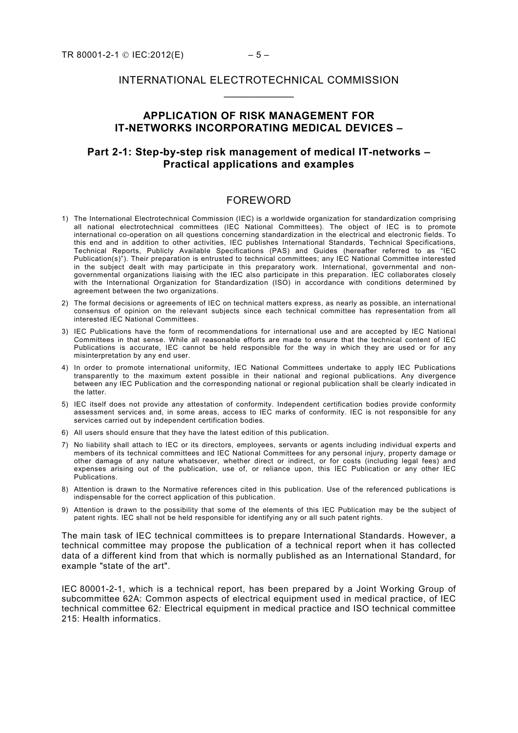# INTERNATIONAL ELECTROTECHNICAL COMMISSION

## APPLICATION OF RISK MANAGEMENT FOR IT-NETWORKS INCORPORATING MEDICAL DEVICES –

## Part 2-1: Step-by-step risk management of medical IT-networks – Practical applications and examples

## FOREWORD

1) The International Electrotechnical Commission (IEC) is a worldwide organization for standardization comprising all national electrotechnical committees (IEC National Committees). The object of IEC is to promote international co-operation on all questions concerning standardization in the electrical and electronic fields. To this end and in addition to other activities, IEC publishes International Standards, Technical Specifications, Technical Reports, Publicly Available Specifications (PAS) and Guides (hereafter referred to as "IEC Publication(s)"). Their preparation is entrusted to technical committees; any IEC National Committee interested in the subject dealt with may participate in this preparatory work. International, governmental and non-governmental organizations liaising with the IEC also participate in this preparation. IEC collaborates closely with the International Organization for Standardization (ISO) in accordance with conditions determined by agreement between the two organizations.
2) The formal decisions or agreements of IEC on technical matters express, as nearly as possible, an international consensus of opinion on the relevant subjects since each technical committee has representation from all interested IEC National Committees.
3) IEC Publications have the form of recommendations for international use and are accepted by IEC National Committees in that sense. While all reasonable efforts are made to ensure that the technical content of IEC Publications is accurate, IEC cannot be held responsible for the way in which they are used or for any misinterpretation by any end user.
4) In order to promote international uniformity, IEC National Committees undertake to apply IEC Publications transparently to the maximum extent possible in their national and regional publications. Any divergence between any IEC Publication and the corresponding national or regional publication shall be clearly indicated in the latter.
5) IEC itself does not provide any attestation of conformity. Independent certification bodies provide conformity assessment services and, in some areas, access to IEC marks of conformity. IEC is not responsible for any services carried out by independent certification bodies.
6) All users should ensure that they have the latest edition of this publication.
7) No liability shall attach to IEC or its directors, employees, servants or agents including individual experts and members of its technical committees and IEC National Committees for any personal injury, property damage or other damage of any nature whatsoever, whether direct or indirect, or for costs (including legal fees) and expenses arising out of the publication, use of, or reliance upon, this IEC Publication or any other IEC Publications.
8) Attention is drawn to the Normative references cited in this publication. Use of the referenced publications is indispensable for the correct application of this publication.
9) Attention is drawn to the possibility that some of the elements of this IEC Publication may be the subject of patent rights. IEC shall not be held responsible for identifying any or all such patent rights.

The main task of IEC technical committees is to prepare International Standards. However, a technical committee may propose the publication of a technical report when it has collected data of a different kind from that which is normally published as an International Standard, for example "state of the art".

IEC 80001-2-1, which is a technical report, has been prepared by a Joint Working Group of subcommittee 62A: Common aspects of electrical equipment used in medical practice, of IEC technical committee 62: Electrical equipment in medical practice and ISO technical committee 215: Health informatics.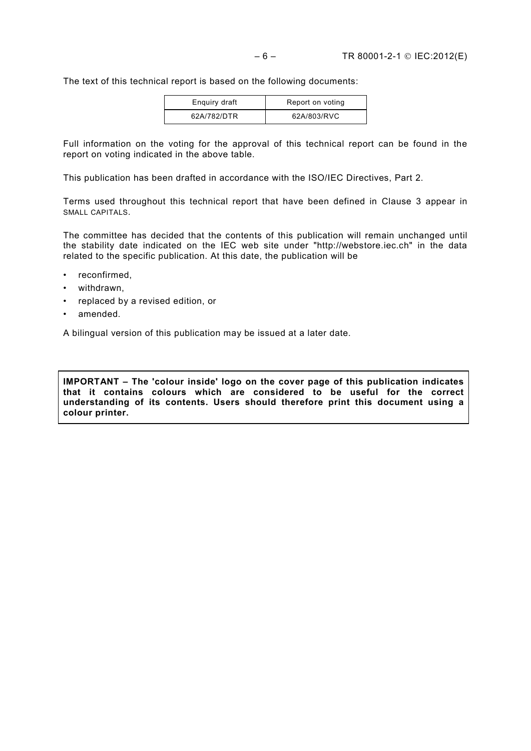The text of this technical report is based on the following documents:

| Enquiry draft | Report on voting |
|---|---|
| 62A/782/DTR | 62A/803/RVC |

Full information on the voting for the approval of this technical report can be found in the report on voting indicated in the above table.

This publication has been drafted in accordance with the ISO/IEC Directives, Part 2.

Terms used throughout this technical report that have been defined in Clause 3 appear in SMALL CAPITALS.

The committee has decided that the contents of this publication will remain unchanged until the stability date indicated on the IEC web site under "http://webstore.iec.ch" in the data related to the specific publication. At this date, the publication will be

- reconfirmed,
- withdrawn,
- replaced by a revised edition, or
- amended.

A bilingual version of this publication may be issued at a later date.

**IMPORTANT – The 'colour inside' logo on the cover page of this publication indicates that it contains colours which are considered to be useful for the correct understanding of its contents. Users should therefore print this document using a colour printer.**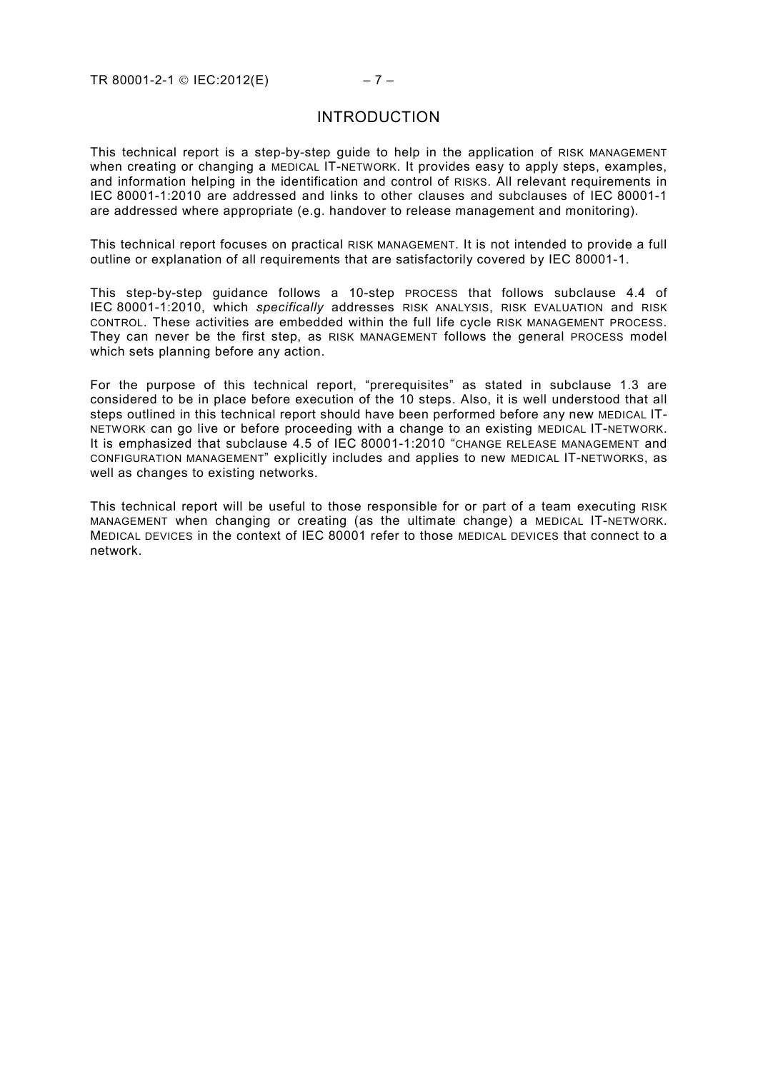# INTRODUCTION

This technical report is a step-by-step guide to help in the application of RISK MANAGEMENT when creating or changing a MEDICAL IT-NETWORK. It provides easy to apply steps, examples, and information helping in the identification and control of RISKS. All relevant requirements in IEC 80001-1:2010 are addressed and links to other clauses and subclauses of IEC 80001-1 are addressed where appropriate (e.g. handover to release management and monitoring).

This technical report focuses on practical RISK MANAGEMENT. It is not intended to provide a full outline or explanation of all requirements that are satisfactorily covered by IEC 80001-1.

This step-by-step guidance follows a 10-step PROCESS that follows subclause 4.4 of IEC 80001-1:2010, which *specifically* addresses RISK ANALYSIS, RISK EVALUATION and RISK CONTROL. These activities are embedded within the full life cycle RISK MANAGEMENT PROCESS. They can never be the first step, as RISK MANAGEMENT follows the general PROCESS model which sets planning before any action.

For the purpose of this technical report, "prerequisites" as stated in subclause 1.3 are considered to be in place before execution of the 10 steps. Also, it is well understood that all steps outlined in this technical report should have been performed before any new MEDICAL IT-NETWORK can go live or before proceeding with a change to an existing MEDICAL IT-NETWORK. It is emphasized that subclause 4.5 of IEC 80001-1:2010 "CHANGE RELEASE MANAGEMENT and CONFIGURATION MANAGEMENT" explicitly includes and applies to new MEDICAL IT-NETWORKS, as well as changes to existing networks.

This technical report will be useful to those responsible for or part of a team executing RISK MANAGEMENT when changing or creating (as the ultimate change) a MEDICAL IT-NETWORK. MEDICAL DEVICES in the context of IEC 80001 refer to those MEDICAL DEVICES that connect to a network.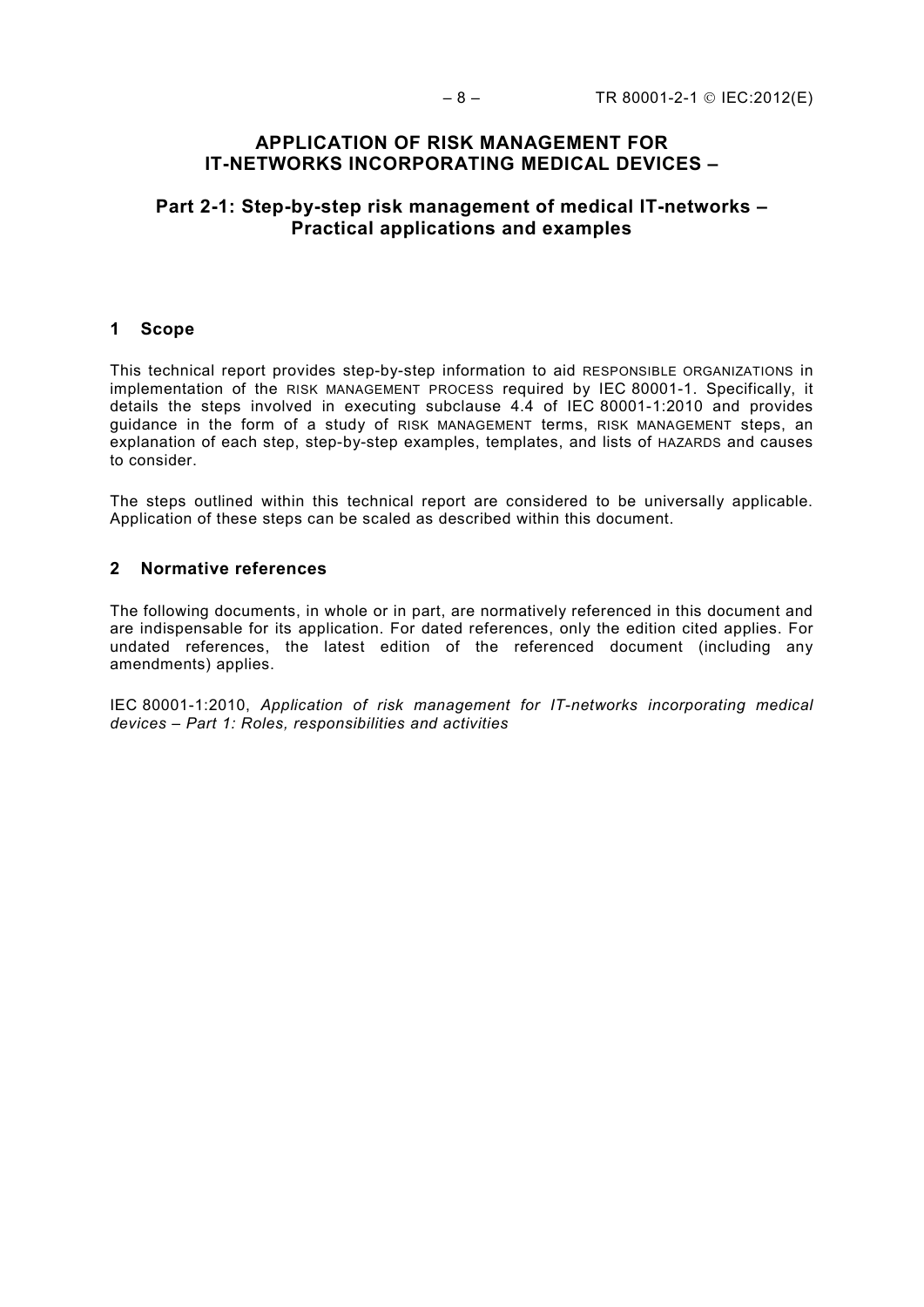# APPLICATION OF RISK MANAGEMENT FOR IT-NETWORKS INCORPORATING MEDICAL DEVICES –

## Part 2-1: Step-by-step risk management of medical IT-networks – Practical applications and examples

## 1 Scope

This technical report provides step-by-step information to aid RESPONSIBLE ORGANIZATIONS in implementation of the RISK MANAGEMENT PROCESS required by IEC 80001-1. Specifically, it details the steps involved in executing subclause 4.4 of IEC 80001-1:2010 and provides guidance in the form of a study of RISK MANAGEMENT terms, RISK MANAGEMENT steps, an explanation of each step, step-by-step examples, templates, and lists of HAZARDS and causes to consider.

The steps outlined within this technical report are considered to be universally applicable. Application of these steps can be scaled as described within this document.

## 2 Normative references

The following documents, in whole or in part, are normatively referenced in this document and are indispensable for its application. For dated references, only the edition cited applies. For undated references, the latest edition of the referenced document (including any amendments) applies.

IEC 80001-1:2010, *Application of risk management for IT-networks incorporating medical devices – Part 1: Roles, responsibilities and activities*